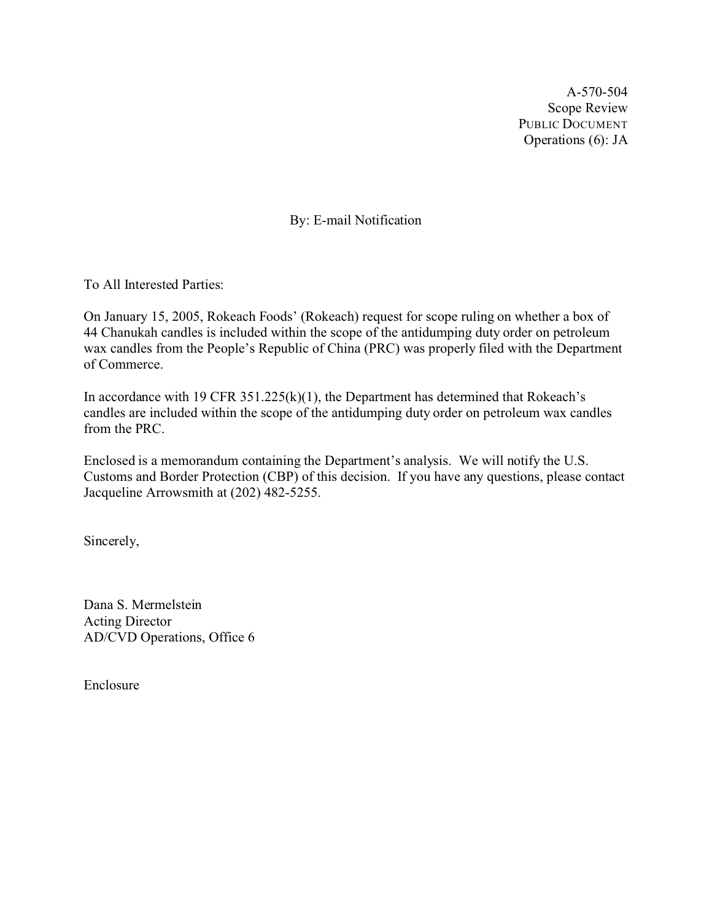A-570-504
Scope Review
PUBLIC DOCUMENT
Operations (6): JA

By: E-mail Notification

To All Interested Parties:

On January 15, 2005, Rokeach Foods' (Rokeach) request for scope ruling on whether a box of 44 Chanukah candles is included within the scope of the antidumping duty order on petroleum wax candles from the People's Republic of China (PRC) was properly filed with the Department of Commerce.

In accordance with 19 CFR 351.225(k)(1), the Department has determined that Rokeach's candles are included within the scope of the antidumping duty order on petroleum wax candles from the PRC.

Enclosed is a memorandum containing the Department's analysis. We will notify the U.S. Customs and Border Protection (CBP) of this decision. If you have any questions, please contact Jacqueline Arrowsmith at (202) 482-5255.

Sincerely,

Dana S. Mermelstein
Acting Director
AD/CVD Operations, Office 6

Enclosure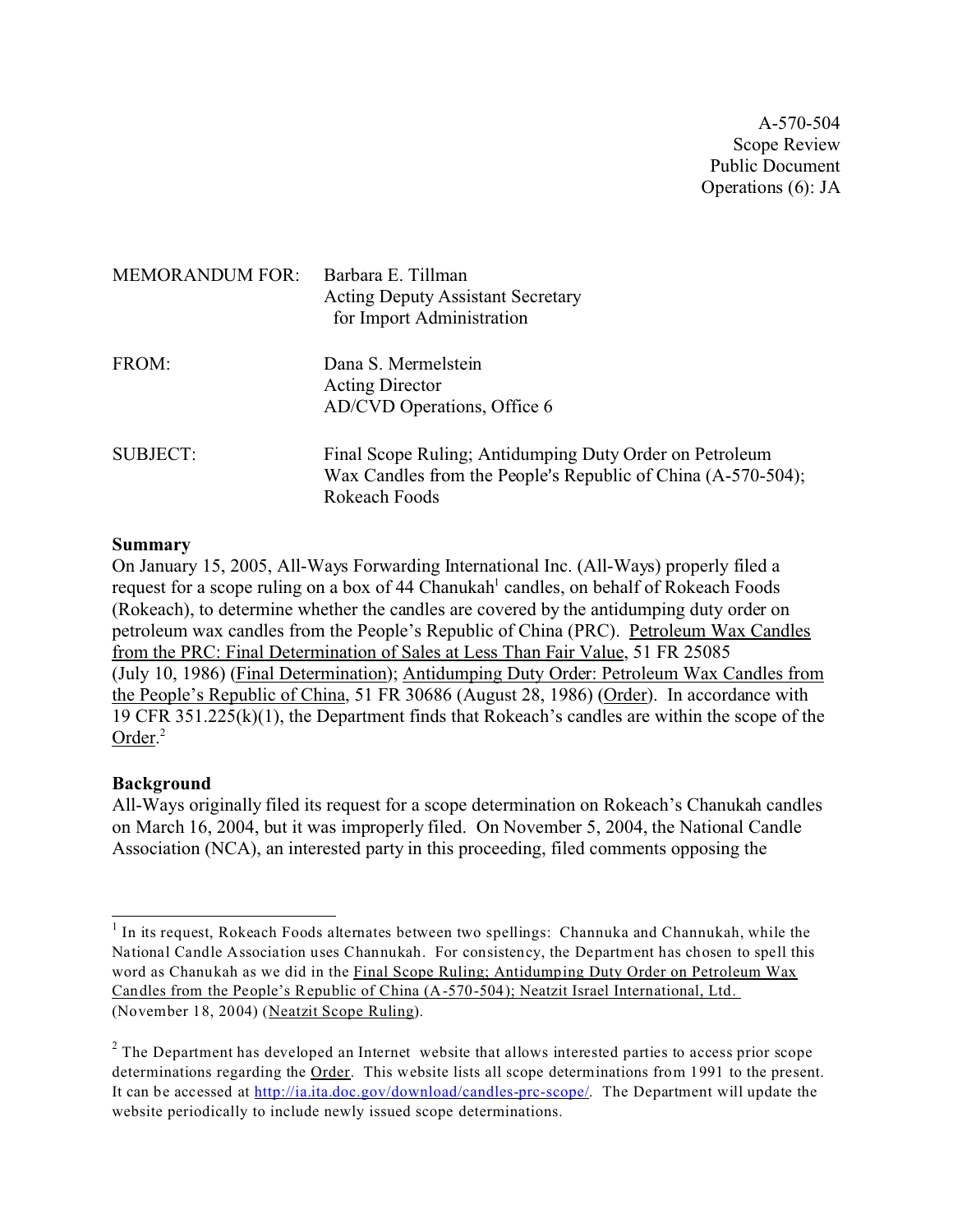A-570-504
Scope Review
Public Document
Operations (6): JA

MEMORANDUM FOR: Barbara E. Tillman
Acting Deputy Assistant Secretary
for Import Administration

FROM: Dana S. Mermelstein
Acting Director
AD/CVD Operations, Office 6

SUBJECT: Final Scope Ruling; Antidumping Duty Order on Petroleum Wax Candles from the People's Republic of China (A-570-504); Rokeach Foods

**Summary**

On January 15, 2005, All-Ways Forwarding International Inc. (All-Ways) properly filed a request for a scope ruling on a box of 44 Chanukah[1] candles, on behalf of Rokeach Foods (Rokeach), to determine whether the candles are covered by the antidumping duty order on petroleum wax candles from the People's Republic of China (PRC). Petroleum Wax Candles from the PRC: Final Determination of Sales at Less Than Fair Value, 51 FR 25085 (July 10, 1986) (Final Determination); Antidumping Duty Order: Petroleum Wax Candles from the People's Republic of China, 51 FR 30686 (August 28, 1986) (Order). In accordance with 19 CFR 351.225(k)(1), the Department finds that Rokeach's candles are within the scope of the Order.[2]

**Background**

All-Ways originally filed its request for a scope determination on Rokeach's Chanukah candles on March 16, 2004, but it was improperly filed. On November 5, 2004, the National Candle Association (NCA), an interested party in this proceeding, filed comments opposing the

---

[1] In its request, Rokeach Foods alternates between two spellings: Channuka and Channukah, while the National Candle Association uses Channukah. For consistency, the Department has chosen to spell this word as Chanukah as we did in the Final Scope Ruling; Antidumping Duty Order on Petroleum Wax Candles from the People's Republic of China (A-570-504); Neatzit Israel International, Ltd. (November 18, 2004) (Neatzit Scope Ruling).

[2] The Department has developed an Internet website that allows interested parties to access prior scope determinations regarding the Order. This website lists all scope determinations from 1991 to the present. It can be accessed at http://ia.ita.doc.gov/download/candles-prc-scope/. The Department will update the website periodically to include newly issued scope determinations.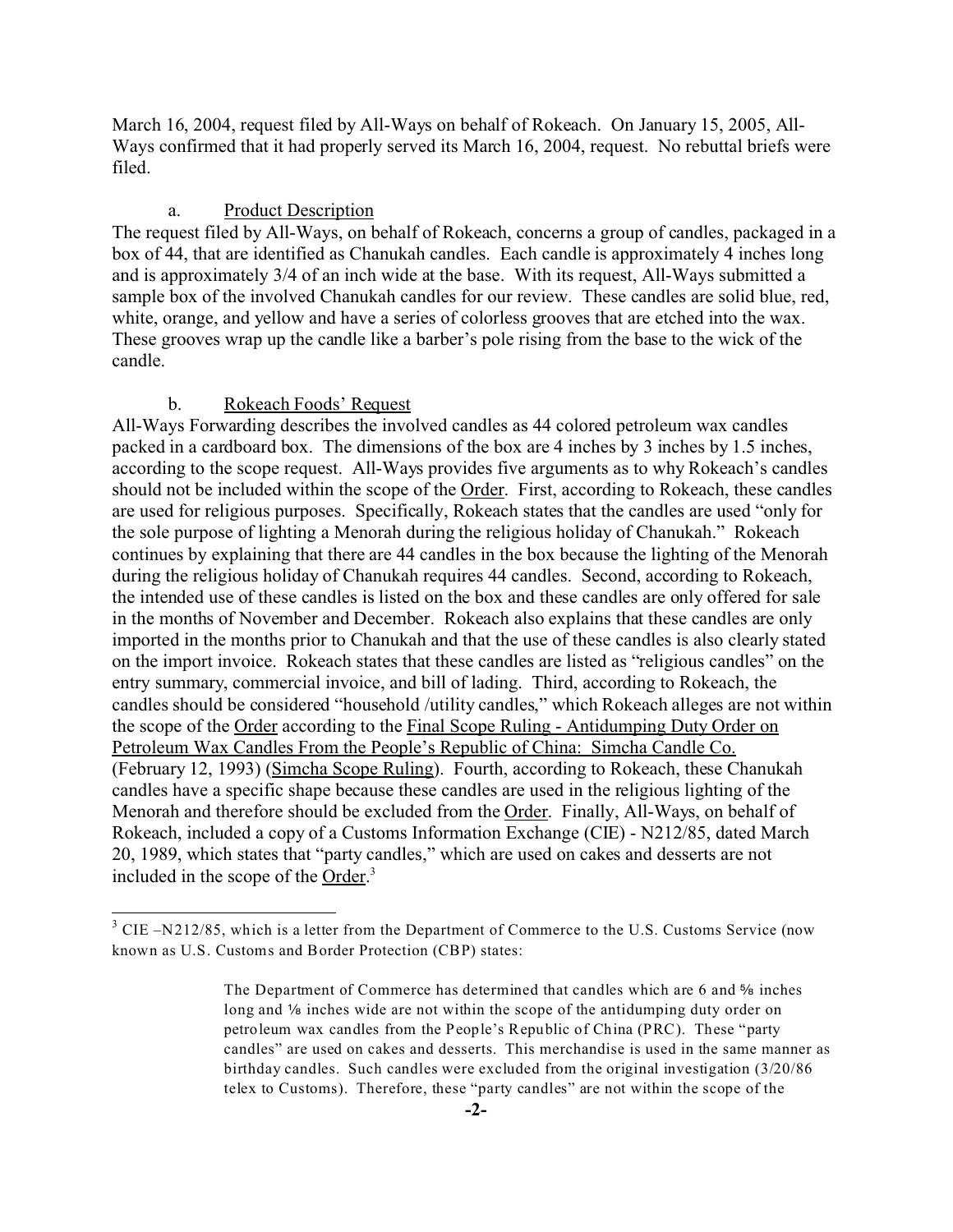March 16, 2004, request filed by All-Ways on behalf of Rokeach. On January 15, 2005, All-Ways confirmed that it had properly served its March 16, 2004, request. No rebuttal briefs were filed.

a. Product Description

The request filed by All-Ways, on behalf of Rokeach, concerns a group of candles, packaged in a box of 44, that are identified as Chanukah candles. Each candle is approximately 4 inches long and is approximately 3/4 of an inch wide at the base. With its request, All-Ways submitted a sample box of the involved Chanukah candles for our review. These candles are solid blue, red, white, orange, and yellow and have a series of colorless grooves that are etched into the wax. These grooves wrap up the candle like a barber's pole rising from the base to the wick of the candle.

b. Rokeach Foods' Request

All-Ways Forwarding describes the involved candles as 44 colored petroleum wax candles packed in a cardboard box. The dimensions of the box are 4 inches by 3 inches by 1.5 inches, according to the scope request. All-Ways provides five arguments as to why Rokeach's candles should not be included within the scope of the Order. First, according to Rokeach, these candles are used for religious purposes. Specifically, Rokeach states that the candles are used "only for the sole purpose of lighting a Menorah during the religious holiday of Chanukah." Rokeach continues by explaining that there are 44 candles in the box because the lighting of the Menorah during the religious holiday of Chanukah requires 44 candles. Second, according to Rokeach, the intended use of these candles is listed on the box and these candles are only offered for sale in the months of November and December. Rokeach also explains that these candles are only imported in the months prior to Chanukah and that the use of these candles is also clearly stated on the import invoice. Rokeach states that these candles are listed as "religious candles" on the entry summary, commercial invoice, and bill of lading. Third, according to Rokeach, the candles should be considered "household /utility candles," which Rokeach alleges are not within the scope of the Order according to the Final Scope Ruling - Antidumping Duty Order on Petroleum Wax Candles From the People's Republic of China: Simcha Candle Co. (February 12, 1993) (Simcha Scope Ruling). Fourth, according to Rokeach, these Chanukah candles have a specific shape because these candles are used in the religious lighting of the Menorah and therefore should be excluded from the Order. Finally, All-Ways, on behalf of Rokeach, included a copy of a Customs Information Exchange (CIE) - N212/85, dated March 20, 1989, which states that "party candles," which are used on cakes and desserts are not included in the scope of the Order.[3]

---

[3] CIE –N212/85, which is a letter from the Department of Commerce to the U.S. Customs Service (now known as U.S. Customs and Border Protection (CBP) states:

> The Department of Commerce has determined that candles which are 6 and ⅝ inches long and ⅛ inches wide are not within the scope of the antidumping duty order on petroleum wax candles from the People's Republic of China (PRC). These "party candles" are used on cakes and desserts. This merchandise is used in the same manner as birthday candles. Such candles were excluded from the original investigation (3/20/86 telex to Customs). Therefore, these "party candles" are not within the scope of the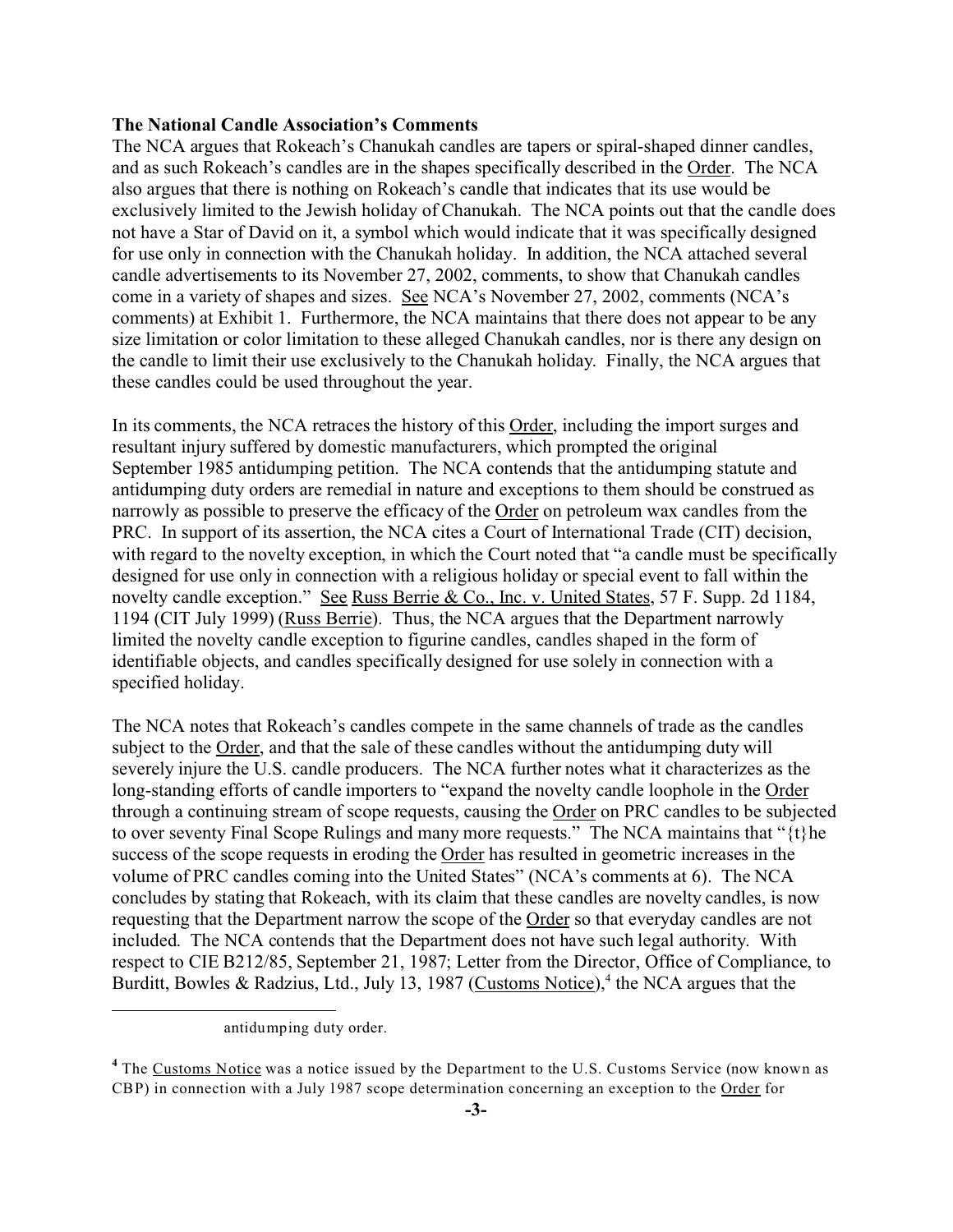**The National Candle Association's Comments**

The NCA argues that Rokeach's Chanukah candles are tapers or spiral-shaped dinner candles, and as such Rokeach's candles are in the shapes specifically described in the Order. The NCA also argues that there is nothing on Rokeach's candle that indicates that its use would be exclusively limited to the Jewish holiday of Chanukah. The NCA points out that the candle does not have a Star of David on it, a symbol which would indicate that it was specifically designed for use only in connection with the Chanukah holiday. In addition, the NCA attached several candle advertisements to its November 27, 2002, comments, to show that Chanukah candles come in a variety of shapes and sizes. See NCA's November 27, 2002, comments (NCA's comments) at Exhibit 1. Furthermore, the NCA maintains that there does not appear to be any size limitation or color limitation to these alleged Chanukah candles, nor is there any design on the candle to limit their use exclusively to the Chanukah holiday. Finally, the NCA argues that these candles could be used throughout the year.

In its comments, the NCA retraces the history of this Order, including the import surges and resultant injury suffered by domestic manufacturers, which prompted the original September 1985 antidumping petition. The NCA contends that the antidumping statute and antidumping duty orders are remedial in nature and exceptions to them should be construed as narrowly as possible to preserve the efficacy of the Order on petroleum wax candles from the PRC. In support of its assertion, the NCA cites a Court of International Trade (CIT) decision, with regard to the novelty exception, in which the Court noted that "a candle must be specifically designed for use only in connection with a religious holiday or special event to fall within the novelty candle exception." See Russ Berrie & Co., Inc. v. United States, 57 F. Supp. 2d 1184, 1194 (CIT July 1999) (Russ Berrie). Thus, the NCA argues that the Department narrowly limited the novelty candle exception to figurine candles, candles shaped in the form of identifiable objects, and candles specifically designed for use solely in connection with a specified holiday.

The NCA notes that Rokeach's candles compete in the same channels of trade as the candles subject to the Order, and that the sale of these candles without the antidumping duty will severely injure the U.S. candle producers. The NCA further notes what it characterizes as the long-standing efforts of candle importers to "expand the novelty candle loophole in the Order through a continuing stream of scope requests, causing the Order on PRC candles to be subjected to over seventy Final Scope Rulings and many more requests." The NCA maintains that "{t}he success of the scope requests in eroding the Order has resulted in geometric increases in the volume of PRC candles coming into the United States" (NCA's comments at 6). The NCA concludes by stating that Rokeach, with its claim that these candles are novelty candles, is now requesting that the Department narrow the scope of the Order so that everyday candles are not included. The NCA contends that the Department does not have such legal authority. With respect to CIE B212/85, September 21, 1987; Letter from the Director, Office of Compliance, to Burditt, Bowles & Radzius, Ltd., July 13, 1987 (Customs Notice),[4] the NCA argues that the

antidumping duty order.

[4] The Customs Notice was a notice issued by the Department to the U.S. Customs Service (now known as CBP) in connection with a July 1987 scope determination concerning an exception to the Order for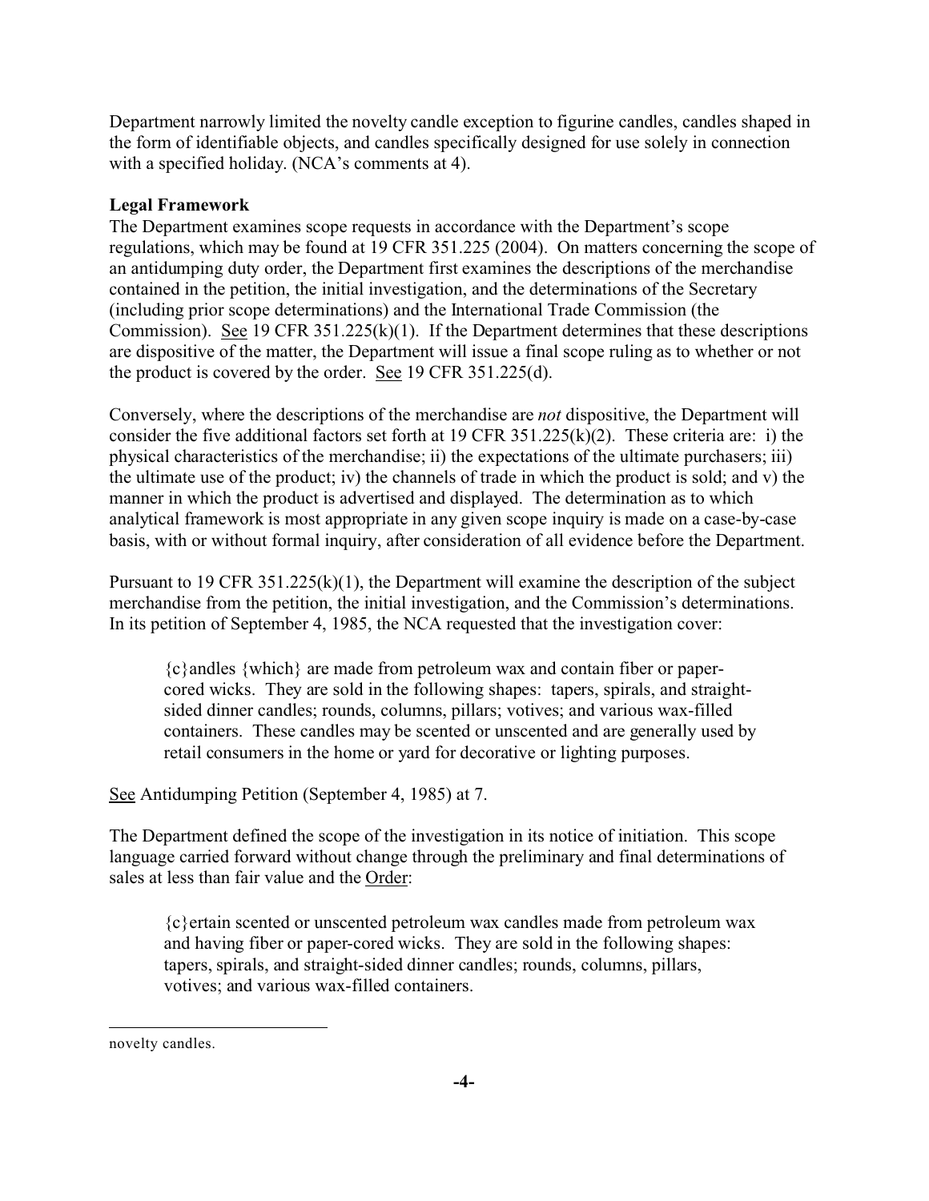Department narrowly limited the novelty candle exception to figurine candles, candles shaped in the form of identifiable objects, and candles specifically designed for use solely in connection with a specified holiday. (NCA's comments at 4).

**Legal Framework**

The Department examines scope requests in accordance with the Department's scope regulations, which may be found at 19 CFR 351.225 (2004). On matters concerning the scope of an antidumping duty order, the Department first examines the descriptions of the merchandise contained in the petition, the initial investigation, and the determinations of the Secretary (including prior scope determinations) and the International Trade Commission (the Commission). See 19 CFR 351.225(k)(1). If the Department determines that these descriptions are dispositive of the matter, the Department will issue a final scope ruling as to whether or not the product is covered by the order. See 19 CFR 351.225(d).

Conversely, where the descriptions of the merchandise are *not* dispositive, the Department will consider the five additional factors set forth at 19 CFR 351.225(k)(2). These criteria are: i) the physical characteristics of the merchandise; ii) the expectations of the ultimate purchasers; iii) the ultimate use of the product; iv) the channels of trade in which the product is sold; and v) the manner in which the product is advertised and displayed. The determination as to which analytical framework is most appropriate in any given scope inquiry is made on a case-by-case basis, with or without formal inquiry, after consideration of all evidence before the Department.

Pursuant to 19 CFR 351.225(k)(1), the Department will examine the description of the subject merchandise from the petition, the initial investigation, and the Commission's determinations. In its petition of September 4, 1985, the NCA requested that the investigation cover:

> {c}andles {which} are made from petroleum wax and contain fiber or paper-cored wicks. They are sold in the following shapes: tapers, spirals, and straight-sided dinner candles; rounds, columns, pillars; votives; and various wax-filled containers. These candles may be scented or unscented and are generally used by retail consumers in the home or yard for decorative or lighting purposes.

See Antidumping Petition (September 4, 1985) at 7.

The Department defined the scope of the investigation in its notice of initiation. This scope language carried forward without change through the preliminary and final determinations of sales at less than fair value and the Order:

> {c}ertain scented or unscented petroleum wax candles made from petroleum wax and having fiber or paper-cored wicks. They are sold in the following shapes: tapers, spirals, and straight-sided dinner candles; rounds, columns, pillars, votives; and various wax-filled containers.

---

novelty candles.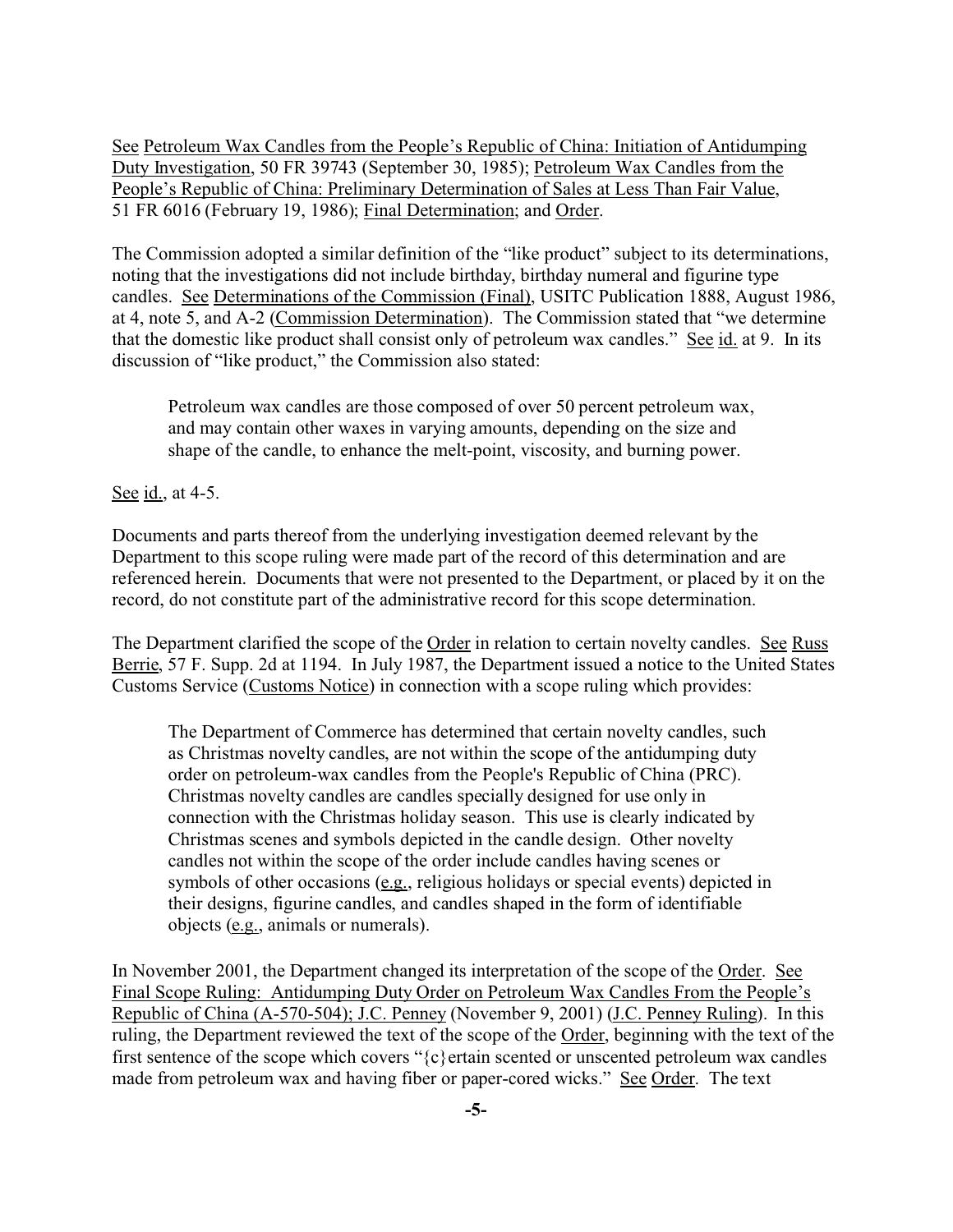See Petroleum Wax Candles from the People's Republic of China: Initiation of Antidumping Duty Investigation, 50 FR 39743 (September 30, 1985); Petroleum Wax Candles from the People's Republic of China: Preliminary Determination of Sales at Less Than Fair Value, 51 FR 6016 (February 19, 1986); Final Determination; and Order.

The Commission adopted a similar definition of the "like product" subject to its determinations, noting that the investigations did not include birthday, birthday numeral and figurine type candles. See Determinations of the Commission (Final), USITC Publication 1888, August 1986, at 4, note 5, and A-2 (Commission Determination). The Commission stated that "we determine that the domestic like product shall consist only of petroleum wax candles." See id. at 9. In its discussion of "like product," the Commission also stated:

> Petroleum wax candles are those composed of over 50 percent petroleum wax, and may contain other waxes in varying amounts, depending on the size and shape of the candle, to enhance the melt-point, viscosity, and burning power.

See id., at 4-5.

Documents and parts thereof from the underlying investigation deemed relevant by the Department to this scope ruling were made part of the record of this determination and are referenced herein. Documents that were not presented to the Department, or placed by it on the record, do not constitute part of the administrative record for this scope determination.

The Department clarified the scope of the Order in relation to certain novelty candles. See Russ Berrie, 57 F. Supp. 2d at 1194. In July 1987, the Department issued a notice to the United States Customs Service (Customs Notice) in connection with a scope ruling which provides:

> The Department of Commerce has determined that certain novelty candles, such as Christmas novelty candles, are not within the scope of the antidumping duty order on petroleum-wax candles from the People's Republic of China (PRC). Christmas novelty candles are candles specially designed for use only in connection with the Christmas holiday season. This use is clearly indicated by Christmas scenes and symbols depicted in the candle design. Other novelty candles not within the scope of the order include candles having scenes or symbols of other occasions (e.g., religious holidays or special events) depicted in their designs, figurine candles, and candles shaped in the form of identifiable objects (e.g., animals or numerals).

In November 2001, the Department changed its interpretation of the scope of the Order. See Final Scope Ruling: Antidumping Duty Order on Petroleum Wax Candles From the People's Republic of China (A-570-504); J.C. Penney (November 9, 2001) (J.C. Penney Ruling). In this ruling, the Department reviewed the text of the scope of the Order, beginning with the text of the first sentence of the scope which covers "{c}ertain scented or unscented petroleum wax candles made from petroleum wax and having fiber or paper-cored wicks." See Order. The text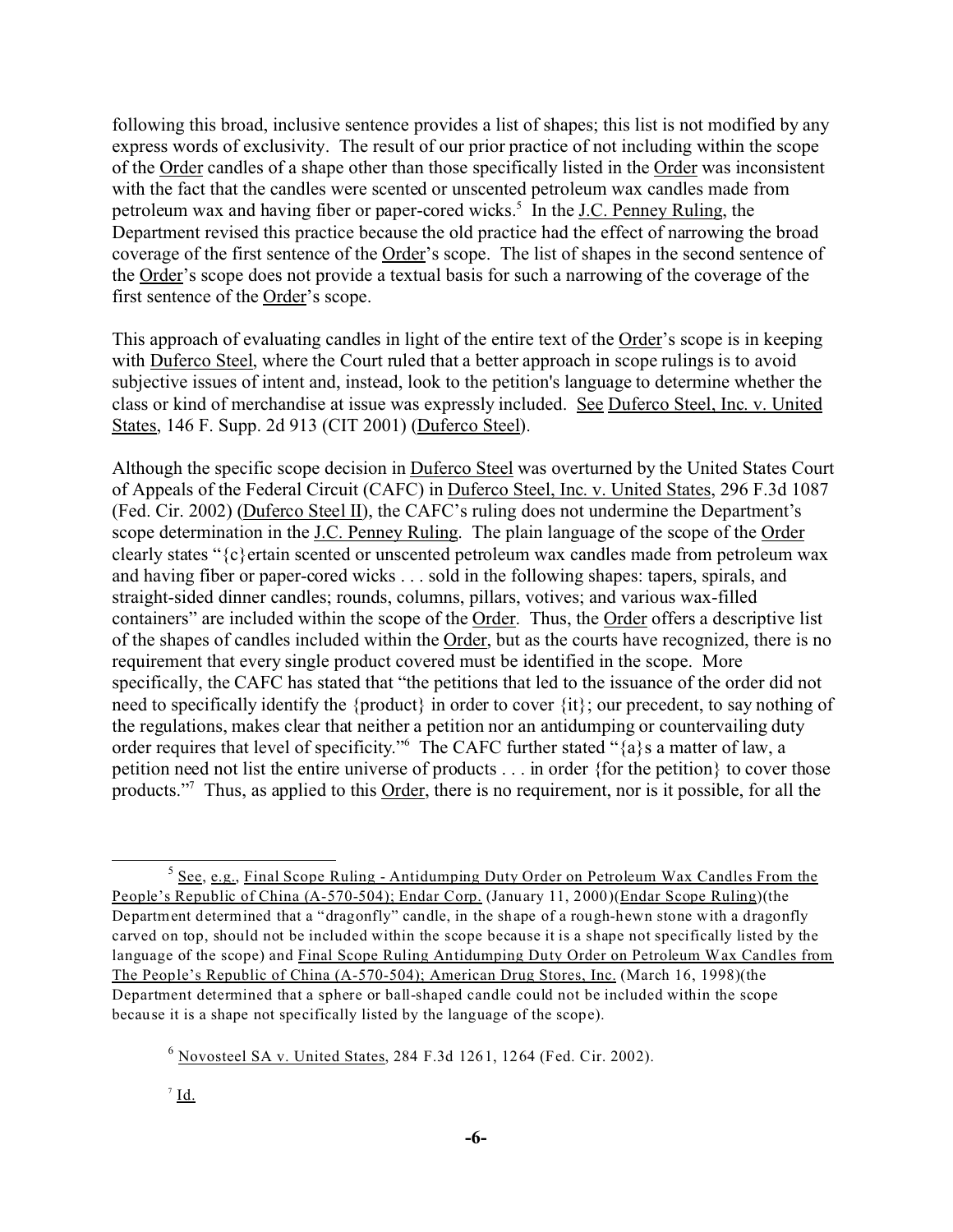following this broad, inclusive sentence provides a list of shapes; this list is not modified by any express words of exclusivity. The result of our prior practice of not including within the scope of the Order candles of a shape other than those specifically listed in the Order was inconsistent with the fact that the candles were scented or unscented petroleum wax candles made from petroleum wax and having fiber or paper-cored wicks.[5] In the J.C. Penney Ruling, the Department revised this practice because the old practice had the effect of narrowing the broad coverage of the first sentence of the Order's scope. The list of shapes in the second sentence of the Order's scope does not provide a textual basis for such a narrowing of the coverage of the first sentence of the Order's scope.

This approach of evaluating candles in light of the entire text of the Order's scope is in keeping with Duferco Steel, where the Court ruled that a better approach in scope rulings is to avoid subjective issues of intent and, instead, look to the petition's language to determine whether the class or kind of merchandise at issue was expressly included. See Duferco Steel, Inc. v. United States, 146 F. Supp. 2d 913 (CIT 2001) (Duferco Steel).

Although the specific scope decision in Duferco Steel was overturned by the United States Court of Appeals of the Federal Circuit (CAFC) in Duferco Steel, Inc. v. United States, 296 F.3d 1087 (Fed. Cir. 2002) (Duferco Steel II), the CAFC's ruling does not undermine the Department's scope determination in the J.C. Penney Ruling. The plain language of the scope of the Order clearly states "{c}ertain scented or unscented petroleum wax candles made from petroleum wax and having fiber or paper-cored wicks . . . sold in the following shapes: tapers, spirals, and straight-sided dinner candles; rounds, columns, pillars, votives; and various wax-filled containers" are included within the scope of the Order. Thus, the Order offers a descriptive list of the shapes of candles included within the Order, but as the courts have recognized, there is no requirement that every single product covered must be identified in the scope. More specifically, the CAFC has stated that "the petitions that led to the issuance of the order did not need to specifically identify the {product} in order to cover {it}; our precedent, to say nothing of the regulations, makes clear that neither a petition nor an antidumping or countervailing duty order requires that level of specificity."[6] The CAFC further stated "{a}s a matter of law, a petition need not list the entire universe of products . . . in order {for the petition} to cover those products."[7] Thus, as applied to this Order, there is no requirement, nor is it possible, for all the

---

[5] See, e.g., Final Scope Ruling - Antidumping Duty Order on Petroleum Wax Candles From the People's Republic of China (A-570-504); Endar Corp. (January 11, 2000)(Endar Scope Ruling)(the Department determined that a "dragonfly" candle, in the shape of a rough-hewn stone with a dragonfly carved on top, should not be included within the scope because it is a shape not specifically listed by the language of the scope) and Final Scope Ruling Antidumping Duty Order on Petroleum Wax Candles from The People's Republic of China (A-570-504); American Drug Stores, Inc. (March 16, 1998)(the Department determined that a sphere or ball-shaped candle could not be included within the scope because it is a shape not specifically listed by the language of the scope).

[6] Novosteel SA v. United States, 284 F.3d 1261, 1264 (Fed. Cir. 2002).

[7] Id.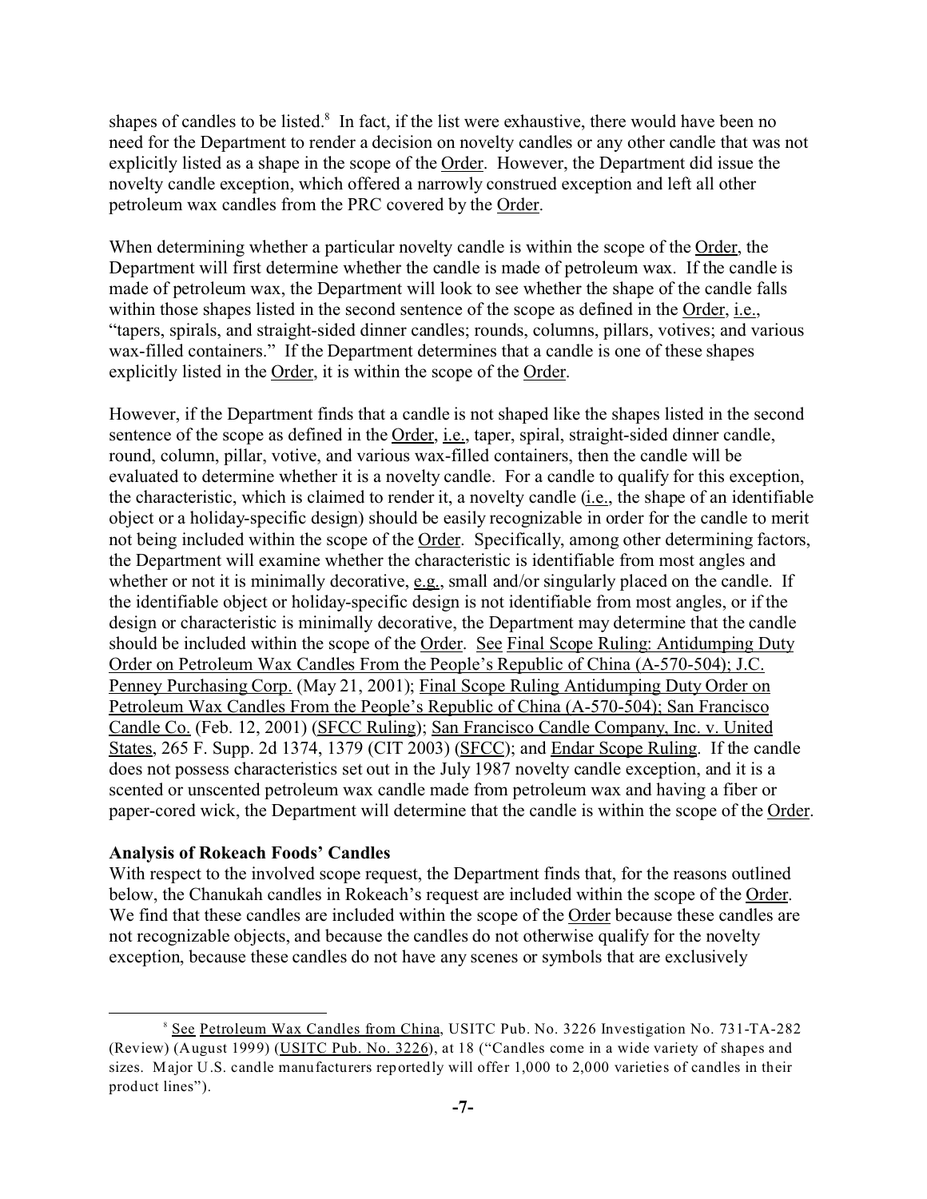shapes of candles to be listed.[8] In fact, if the list were exhaustive, there would have been no need for the Department to render a decision on novelty candles or any other candle that was not explicitly listed as a shape in the scope of the Order. However, the Department did issue the novelty candle exception, which offered a narrowly construed exception and left all other petroleum wax candles from the PRC covered by the Order.

When determining whether a particular novelty candle is within the scope of the Order, the Department will first determine whether the candle is made of petroleum wax. If the candle is made of petroleum wax, the Department will look to see whether the shape of the candle falls within those shapes listed in the second sentence of the scope as defined in the Order, i.e., "tapers, spirals, and straight-sided dinner candles; rounds, columns, pillars, votives; and various wax-filled containers." If the Department determines that a candle is one of these shapes explicitly listed in the Order, it is within the scope of the Order.

However, if the Department finds that a candle is not shaped like the shapes listed in the second sentence of the scope as defined in the Order, i.e., taper, spiral, straight-sided dinner candle, round, column, pillar, votive, and various wax-filled containers, then the candle will be evaluated to determine whether it is a novelty candle. For a candle to qualify for this exception, the characteristic, which is claimed to render it, a novelty candle (i.e., the shape of an identifiable object or a holiday-specific design) should be easily recognizable in order for the candle to merit not being included within the scope of the Order. Specifically, among other determining factors, the Department will examine whether the characteristic is identifiable from most angles and whether or not it is minimally decorative, e.g., small and/or singularly placed on the candle. If the identifiable object or holiday-specific design is not identifiable from most angles, or if the design or characteristic is minimally decorative, the Department may determine that the candle should be included within the scope of the Order. See Final Scope Ruling: Antidumping Duty Order on Petroleum Wax Candles From the People's Republic of China (A-570-504); J.C. Penney Purchasing Corp. (May 21, 2001); Final Scope Ruling Antidumping Duty Order on Petroleum Wax Candles From the People's Republic of China (A-570-504); San Francisco Candle Co. (Feb. 12, 2001) (SFCC Ruling); San Francisco Candle Company, Inc. v. United States, 265 F. Supp. 2d 1374, 1379 (CIT 2003) (SFCC); and Endar Scope Ruling. If the candle does not possess characteristics set out in the July 1987 novelty candle exception, and it is a scented or unscented petroleum wax candle made from petroleum wax and having a fiber or paper-cored wick, the Department will determine that the candle is within the scope of the Order.

**Analysis of Rokeach Foods' Candles**

With respect to the involved scope request, the Department finds that, for the reasons outlined below, the Chanukah candles in Rokeach's request are included within the scope of the Order. We find that these candles are included within the scope of the Order because these candles are not recognizable objects, and because the candles do not otherwise qualify for the novelty exception, because these candles do not have any scenes or symbols that are exclusively

[8] See Petroleum Wax Candles from China, USITC Pub. No. 3226 Investigation No. 731-TA-282 (Review) (August 1999) (USITC Pub. No. 3226), at 18 ("Candles come in a wide variety of shapes and sizes. Major U.S. candle manufacturers reportedly will offer 1,000 to 2,000 varieties of candles in their product lines").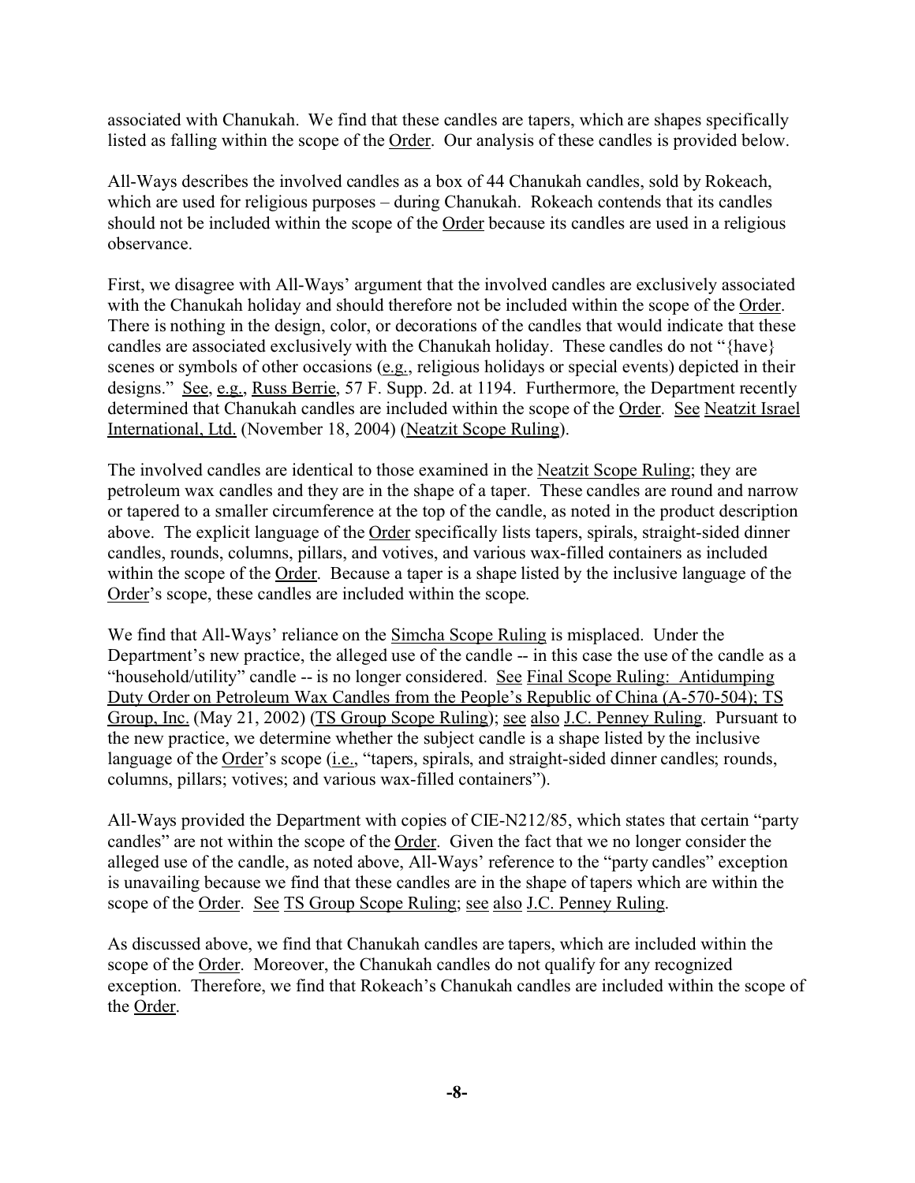associated with Chanukah. We find that these candles are tapers, which are shapes specifically listed as falling within the scope of the Order. Our analysis of these candles is provided below.

All-Ways describes the involved candles as a box of 44 Chanukah candles, sold by Rokeach, which are used for religious purposes – during Chanukah. Rokeach contends that its candles should not be included within the scope of the Order because its candles are used in a religious observance.

First, we disagree with All-Ways' argument that the involved candles are exclusively associated with the Chanukah holiday and should therefore not be included within the scope of the Order. There is nothing in the design, color, or decorations of the candles that would indicate that these candles are associated exclusively with the Chanukah holiday. These candles do not "{have} scenes or symbols of other occasions (e.g., religious holidays or special events) depicted in their designs." See, e.g., Russ Berrie, 57 F. Supp. 2d. at 1194. Furthermore, the Department recently determined that Chanukah candles are included within the scope of the Order. See Neatzit Israel International, Ltd. (November 18, 2004) (Neatzit Scope Ruling).

The involved candles are identical to those examined in the Neatzit Scope Ruling; they are petroleum wax candles and they are in the shape of a taper. These candles are round and narrow or tapered to a smaller circumference at the top of the candle, as noted in the product description above. The explicit language of the Order specifically lists tapers, spirals, straight-sided dinner candles, rounds, columns, pillars, and votives, and various wax-filled containers as included within the scope of the Order. Because a taper is a shape listed by the inclusive language of the Order's scope, these candles are included within the scope.

We find that All-Ways' reliance on the Simcha Scope Ruling is misplaced. Under the Department's new practice, the alleged use of the candle -- in this case the use of the candle as a "household/utility" candle -- is no longer considered. See Final Scope Ruling: Antidumping Duty Order on Petroleum Wax Candles from the People's Republic of China (A-570-504); TS Group, Inc. (May 21, 2002) (TS Group Scope Ruling); see also J.C. Penney Ruling. Pursuant to the new practice, we determine whether the subject candle is a shape listed by the inclusive language of the Order's scope (i.e., "tapers, spirals, and straight-sided dinner candles; rounds, columns, pillars; votives; and various wax-filled containers").

All-Ways provided the Department with copies of CIE-N212/85, which states that certain "party candles" are not within the scope of the Order. Given the fact that we no longer consider the alleged use of the candle, as noted above, All-Ways' reference to the "party candles" exception is unavailing because we find that these candles are in the shape of tapers which are within the scope of the Order. See TS Group Scope Ruling; see also J.C. Penney Ruling.

As discussed above, we find that Chanukah candles are tapers, which are included within the scope of the Order. Moreover, the Chanukah candles do not qualify for any recognized exception. Therefore, we find that Rokeach's Chanukah candles are included within the scope of the Order.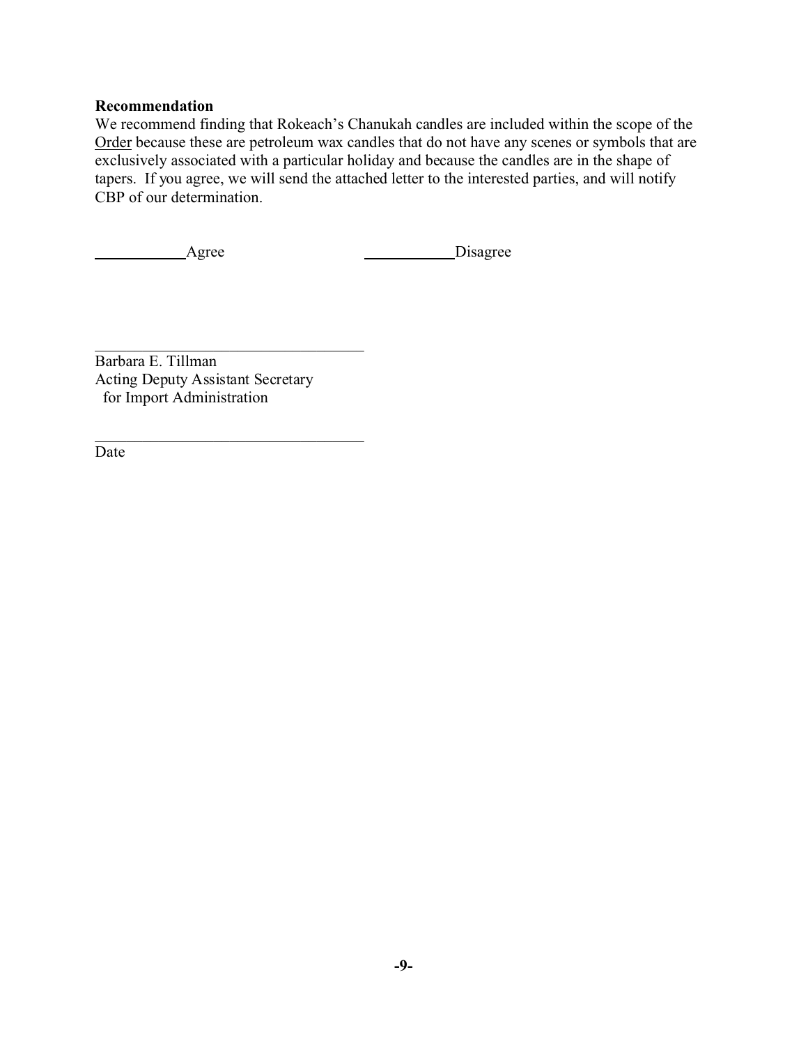**Recommendation**

We recommend finding that Rokeach's Chanukah candles are included within the scope of the Order because these are petroleum wax candles that do not have any scenes or symbols that are exclusively associated with a particular holiday and because the candles are in the shape of tapers. If you agree, we will send the attached letter to the interested parties, and will notify CBP of our determination.

\_\_\_\_\_\_\_\_\_\_\_\_Agree　　　　　　　　\_\_\_\_\_\_\_\_\_\_\_\_Disagree

\_\_\_\_\_\_\_\_\_\_\_\_\_\_\_\_\_\_\_\_\_\_\_\_\_\_\_\_\_\_\_\_\_\_\_\_

Barbara E. Tillman
Acting Deputy Assistant Secretary
for Import Administration

\_\_\_\_\_\_\_\_\_\_\_\_\_\_\_\_\_\_\_\_\_\_\_\_\_\_\_\_\_\_\_\_\_\_\_\_

Date